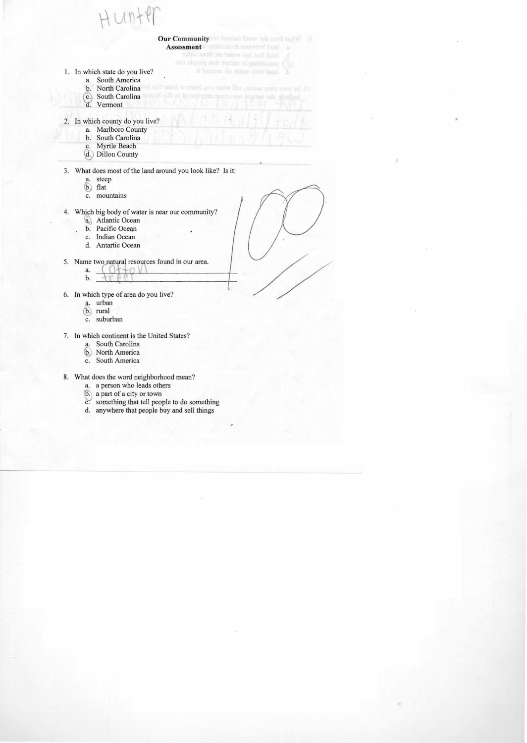Hunter

**Our Community**
**Assessment**

1. In which state do you live?
   a. South America
   b. North Carolina
   c. South Carolina
   d. Vermont

2. In which county do you live?
   a. Marlboro County
   b. South Carolina
   c. Myrtle Beach
   d. Dillon County

3. What does most of the land around you look like? Is it:
   a. steep
   b. flat
   c. mountains

4. Which big body of water is near our community?
   a. Atlantic Ocean
   b. Pacific Ocean
   c. Indian Ocean
   d. Antartic Ocean

5. Name two natural resources found in our area.
   a. cotton
   b. trees

6. In which type of area do you live?
   a. urban
   b. rural
   c. suburban

7. In which continent is the United States?
   a. South Carolina
   b. North America
   c. South America

8. What does the word neighborhood mean?
   a. a person who leads others
   b. a part of a city or town
   c. something that tell people to do something
   d. anywhere that people buy and sell things

100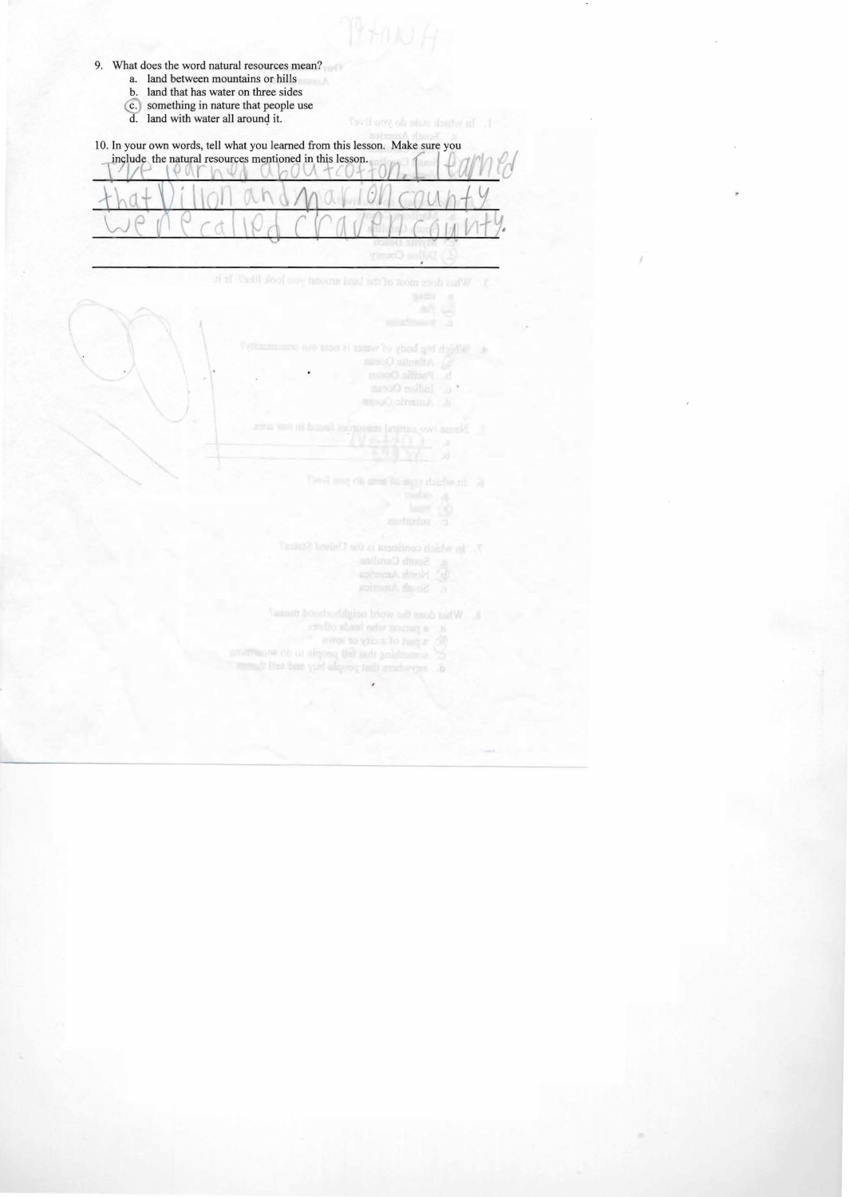9. What does the word natural resources mean?
   a. land between mountains or hills
   b. land that has water on three sides
   c. something in nature that people use
   d. land with water all around it.

10. In your own words, tell what you learned from this lesson. Make sure you include the natural resources mentioned in this lesson.

I've learned about cotton. I learned that Dillon and Marion county were called Craven county.